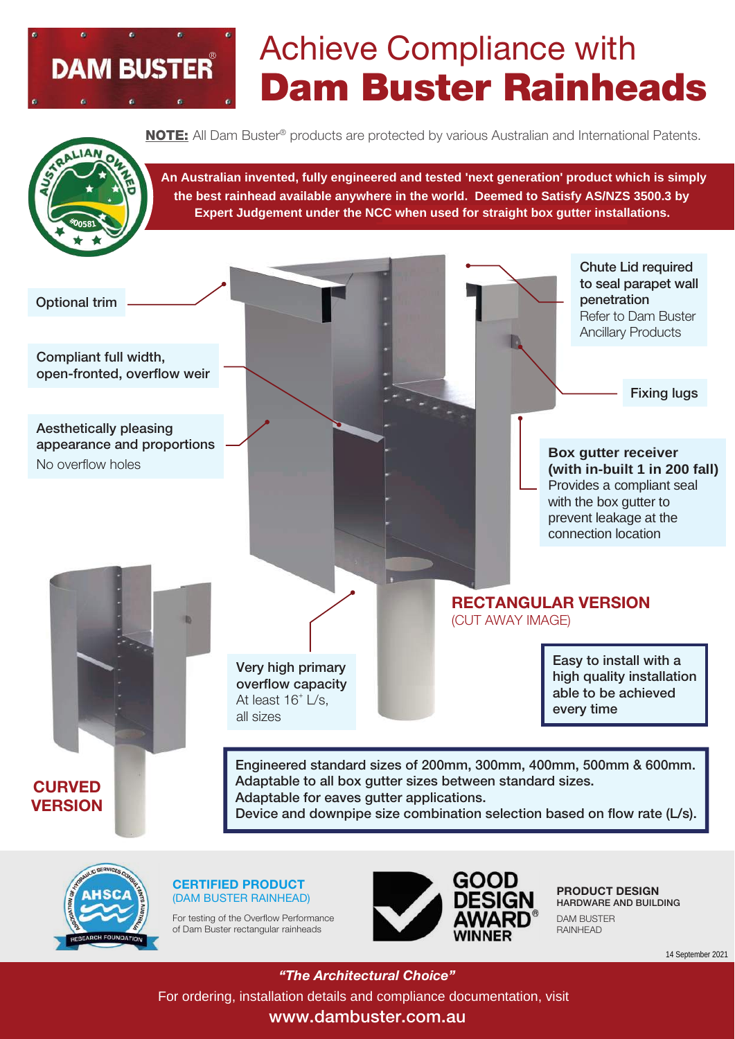DAM BUSTER®

# Achieve Compliance with **Dam Buster Rainheads**

**NOTE:** All Dam Buster® products are protected by various Australian and International Patents.

**An Australian invented, fully engineered and tested 'next generation' product which is simply the best rainhead available anywhere in the world. Deemed to Satisfy AS/NZS 3500.3 by Expert Judgement under the NCC when used for straight box gutter installations.**

Optional trim

Compliant full width, open-fronted, overflow weir

Aesthetically pleasing appearance and proportions
No overflow holes

Chute Lid required to seal parapet wall penetration
Refer to Dam Buster Ancillary Products

Fixing lugs

**Box gutter receiver (with in-built 1 in 200 fall)**
Provides a compliant seal with the box gutter to prevent leakage at the connection location

**RECTANGULAR VERSION**
(CUT AWAY IMAGE)

Very high primary overflow capacity
At least 16+ L/s, all sizes

Easy to install with a high quality installation able to be achieved every time

**CURVED VERSION**

Engineered standard sizes of 200mm, 300mm, 400mm, 500mm & 600mm.
Adaptable to all box gutter sizes between standard sizes.
Adaptable for eaves gutter applications.
Device and downpipe size combination selection based on flow rate (L/s).

**CERTIFIED PRODUCT**
(DAM BUSTER RAINHEAD)

For testing of the Overflow Performance of Dam Buster rectangular rainheads

GOOD DESIGN AWARD® WINNER

**PRODUCT DESIGN**
HARDWARE AND BUILDING

DAM BUSTER RAINHEAD

14 September 2021

***"The Architectural Choice"***

For ordering, installation details and compliance documentation, visit
**www.dambuster.com.au**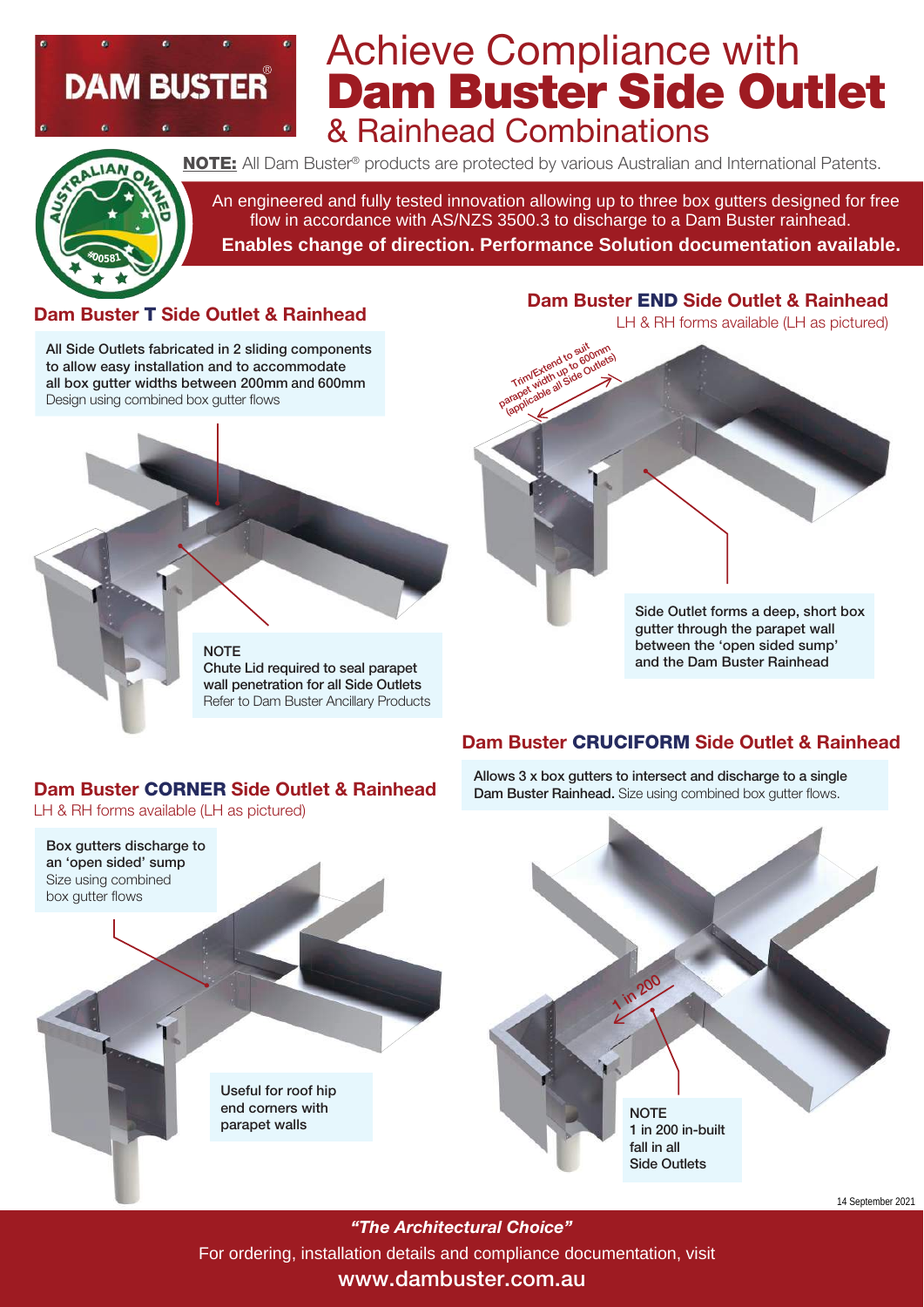# Achieve Compliance with Dam Buster Side Outlet & Rainhead Combinations

**NOTE:** All Dam Buster® products are protected by various Australian and International Patents.

An engineered and fully tested innovation allowing up to three box gutters designed for free flow in accordance with AS/NZS 3500.3 to discharge to a Dam Buster rainhead.

**Enables change of direction. Performance Solution documentation available.**

## Dam Buster T Side Outlet & Rainhead

**All Side Outlets fabricated in 2 sliding components to allow easy installation and to accommodate all box gutter widths between 200mm and 600mm**
Design using combined box gutter flows

**NOTE**
**Chute Lid required to seal parapet wall penetration for all Side Outlets**
Refer to Dam Buster Ancillary Products

## Dam Buster END Side Outlet & Rainhead

LH & RH forms available (LH as pictured)

Trim/Extend to suit parapet width up to 600mm (applicable all Side Outlets)

**Side Outlet forms a deep, short box gutter through the parapet wall between the 'open sided sump' and the Dam Buster Rainhead**

## Dam Buster CORNER Side Outlet & Rainhead

LH & RH forms available (LH as pictured)

**Box gutters discharge to an 'open sided' sump**
Size using combined box gutter flows

**Useful for roof hip end corners with parapet walls**

## Dam Buster CRUCIFORM Side Outlet & Rainhead

**Allows 3 x box gutters to intersect and discharge to a single Dam Buster Rainhead.** Size using combined box gutter flows.

1 in 200

**NOTE**
**1 in 200 in-built fall in all Side Outlets**

14 September 2021

***"The Architectural Choice"***

For ordering, installation details and compliance documentation, visit

**www.dambuster.com.au**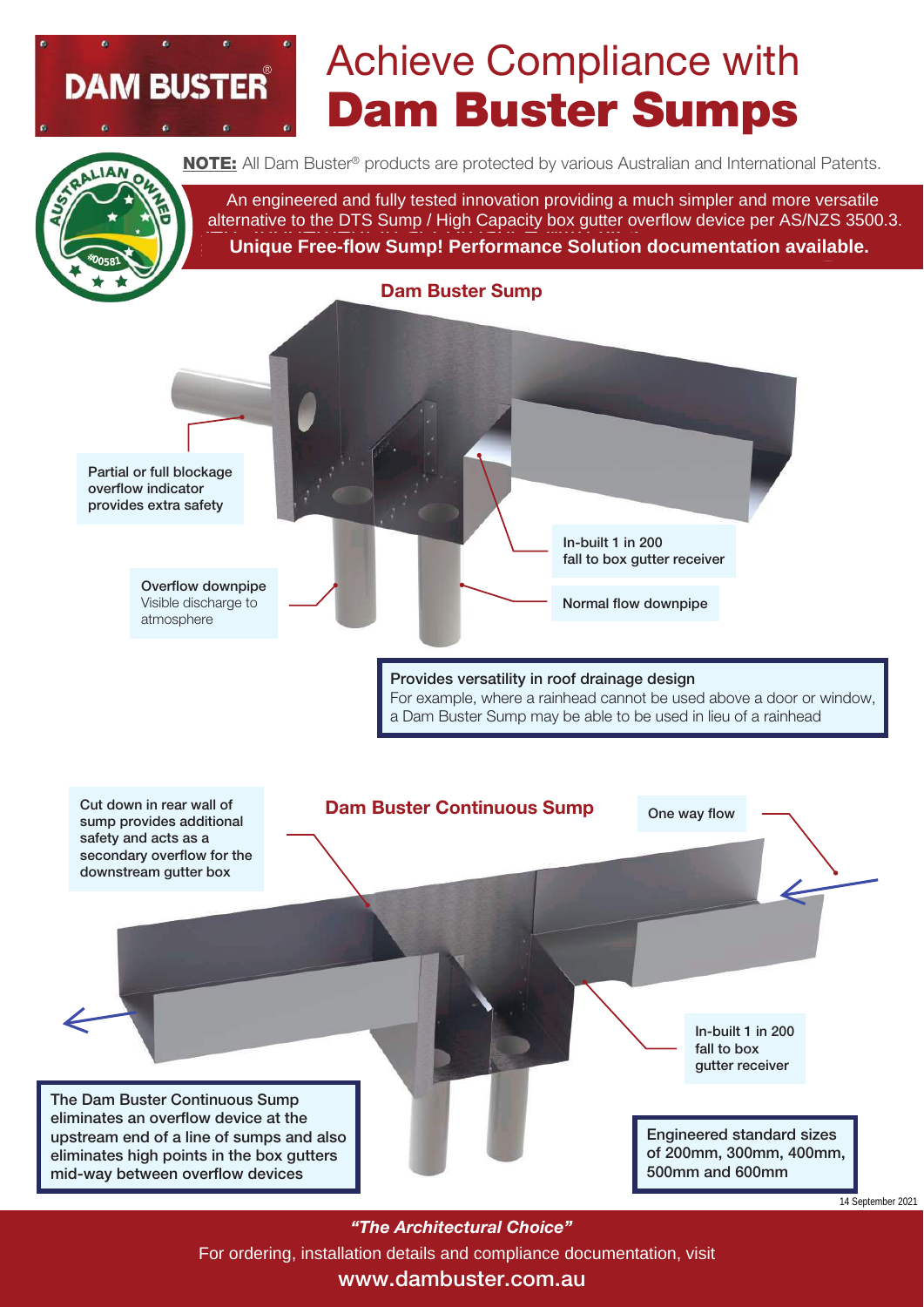DAM BUSTER®

# Achieve Compliance with **Dam Buster Sumps**

**NOTE:** All Dam Buster® products are protected by various Australian and International Patents.

An engineered and fully tested innovation providing a much simpler and more versatile alternative to the DTS Sump / High Capacity box gutter overflow device per AS/NZS 3500.3.

**Unique Free-flow Sump! Performance Solution documentation available.**

## Dam Buster Sump

Partial or full blockage overflow indicator provides extra safety

In-built 1 in 200 fall to box gutter receiver

Overflow downpipe Visible discharge to atmosphere

Normal flow downpipe

**Provides versatility in roof drainage design**
For example, where a rainhead cannot be used above a door or window, a Dam Buster Sump may be able to be used in lieu of a rainhead

## Dam Buster Continuous Sump

Cut down in rear wall of sump provides additional safety and acts as a secondary overflow for the downstream gutter box

One way flow

In-built 1 in 200 fall to box gutter receiver

The Dam Buster Continuous Sump eliminates an overflow device at the upstream end of a line of sumps and also eliminates high points in the box gutters mid-way between overflow devices

Engineered standard sizes of 200mm, 300mm, 400mm, 500mm and 600mm

14 September 2021

***"The Architectural Choice"***

For ordering, installation details and compliance documentation, visit

**www.dambuster.com.au**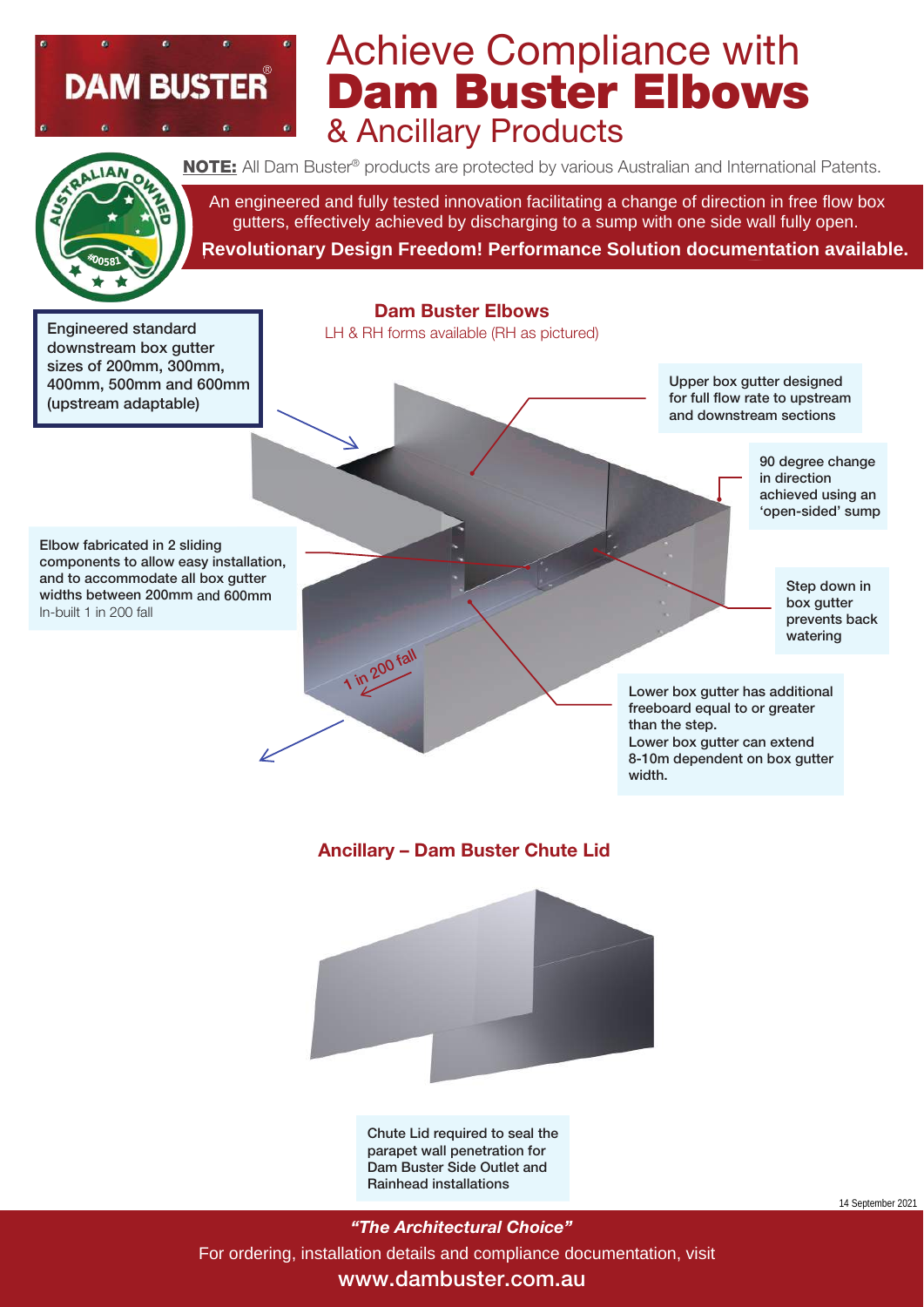# Achieve Compliance with **Dam Buster Elbows** & Ancillary Products

DAM BUSTER®

AUSTRALIAN OWNED #00581

**NOTE:** All Dam Buster® products are protected by various Australian and International Patents.

An engineered and fully tested innovation facilitating a change of direction in free flow box gutters, effectively achieved by discharging to a sump with one side wall fully open.

**Revolutionary Design Freedom! Performance Solution documentation available.**

## Dam Buster Elbows

LH & RH forms available (RH as pictured)

Engineered standard downstream box gutter sizes of 200mm, 300mm, 400mm, 500mm and 600mm (upstream adaptable)

Upper box gutter designed for full flow rate to upstream and downstream sections

90 degree change in direction achieved using an 'open-sided' sump

Elbow fabricated in 2 sliding components to allow easy installation, and to accommodate all box gutter widths between 200mm and 600mm
In-built 1 in 200 fall

Step down in box gutter prevents back watering

1 in 200 fall

Lower box gutter has additional freeboard equal to or greater than the step.
Lower box gutter can extend 8-10m dependent on box gutter width.

## Ancillary – Dam Buster Chute Lid

Chute Lid required to seal the parapet wall penetration for Dam Buster Side Outlet and Rainhead installations

14 September 2021

*"The Architectural Choice"*

For ordering, installation details and compliance documentation, visit

**www.dambuster.com.au**